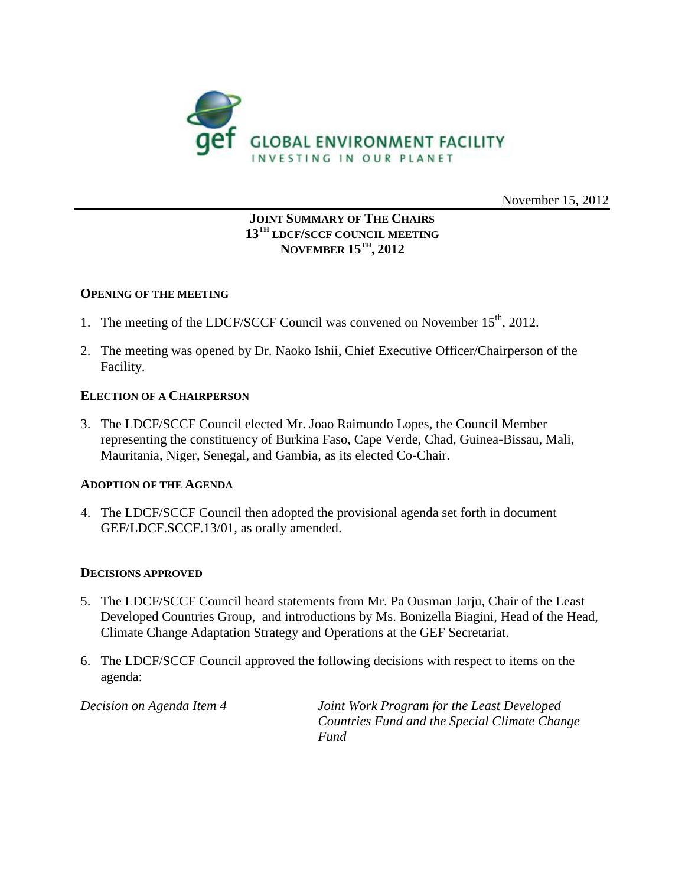GEF GLOBAL ENVIRONMENT FACILITY
INVESTING IN OUR PLANET

November 15, 2012

# JOINT SUMMARY OF THE CHAIRS
## 13TH LDCF/SCCF COUNCIL MEETING
## NOVEMBER 15TH, 2012

**OPENING OF THE MEETING**

1. The meeting of the LDCF/SCCF Council was convened on November 15th, 2012.

2. The meeting was opened by Dr. Naoko Ishii, Chief Executive Officer/Chairperson of the Facility.

**ELECTION OF A CHAIRPERSON**

3. The LDCF/SCCF Council elected Mr. Joao Raimundo Lopes, the Council Member representing the constituency of Burkina Faso, Cape Verde, Chad, Guinea-Bissau, Mali, Mauritania, Niger, Senegal, and Gambia, as its elected Co-Chair.

**ADOPTION OF THE AGENDA**

4. The LDCF/SCCF Council then adopted the provisional agenda set forth in document GEF/LDCF.SCCF.13/01, as orally amended.

**DECISIONS APPROVED**

5. The LDCF/SCCF Council heard statements from Mr. Pa Ousman Jarju, Chair of the Least Developed Countries Group, and introductions by Ms. Bonizella Biagini, Head of the Head, Climate Change Adaptation Strategy and Operations at the GEF Secretariat.

6. The LDCF/SCCF Council approved the following decisions with respect to items on the agenda:

*Decision on Agenda Item 4* — *Joint Work Program for the Least Developed Countries Fund and the Special Climate Change Fund*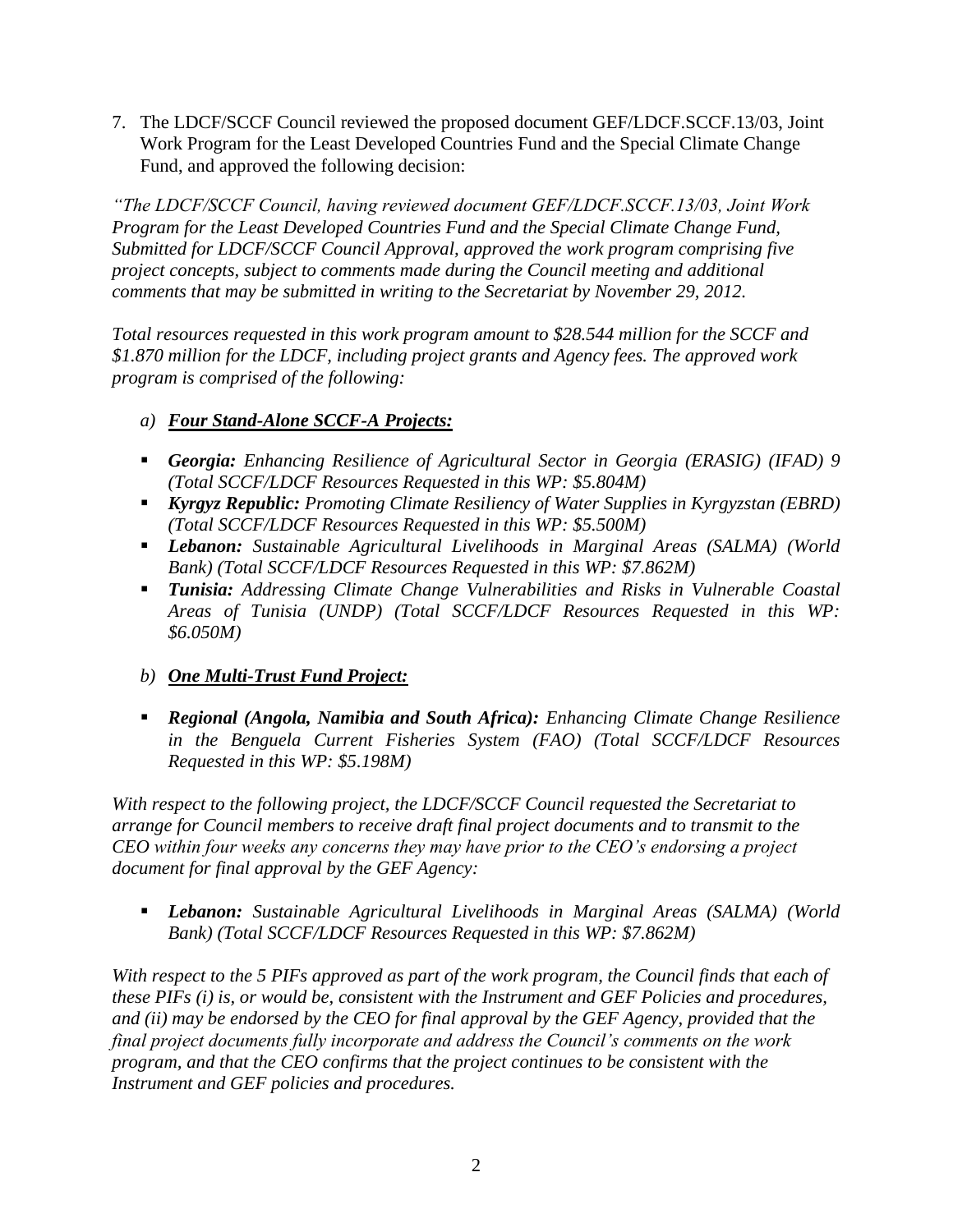7. The LDCF/SCCF Council reviewed the proposed document GEF/LDCF.SCCF.13/03, Joint Work Program for the Least Developed Countries Fund and the Special Climate Change Fund, and approved the following decision:

*"The LDCF/SCCF Council, having reviewed document GEF/LDCF.SCCF.13/03, Joint Work Program for the Least Developed Countries Fund and the Special Climate Change Fund, Submitted for LDCF/SCCF Council Approval, approved the work program comprising five project concepts, subject to comments made during the Council meeting and additional comments that may be submitted in writing to the Secretariat by November 29, 2012.*

*Total resources requested in this work program amount to $28.544 million for the SCCF and $1.870 million for the LDCF, including project grants and Agency fees. The approved work program is comprised of the following:*

*a) **Four Stand-Alone SCCF-A Projects:***

- ***Georgia:** Enhancing Resilience of Agricultural Sector in Georgia (ERASIG) (IFAD) 9 (Total SCCF/LDCF Resources Requested in this WP: $5.804M)*
- ***Kyrgyz Republic:** Promoting Climate Resiliency of Water Supplies in Kyrgyzstan (EBRD) (Total SCCF/LDCF Resources Requested in this WP: $5.500M)*
- ***Lebanon:** Sustainable Agricultural Livelihoods in Marginal Areas (SALMA) (World Bank) (Total SCCF/LDCF Resources Requested in this WP: $7.862M)*
- ***Tunisia:** Addressing Climate Change Vulnerabilities and Risks in Vulnerable Coastal Areas of Tunisia (UNDP) (Total SCCF/LDCF Resources Requested in this WP: $6.050M)*

*b) **One Multi-Trust Fund Project:***

- ***Regional (Angola, Namibia and South Africa):** Enhancing Climate Change Resilience in the Benguela Current Fisheries System (FAO) (Total SCCF/LDCF Resources Requested in this WP: $5.198M)*

*With respect to the following project, the LDCF/SCCF Council requested the Secretariat to arrange for Council members to receive draft final project documents and to transmit to the CEO within four weeks any concerns they may have prior to the CEO's endorsing a project document for final approval by the GEF Agency:*

- ***Lebanon:** Sustainable Agricultural Livelihoods in Marginal Areas (SALMA) (World Bank) (Total SCCF/LDCF Resources Requested in this WP: $7.862M)*

*With respect to the 5 PIFs approved as part of the work program, the Council finds that each of these PIFs (i) is, or would be, consistent with the Instrument and GEF Policies and procedures, and (ii) may be endorsed by the CEO for final approval by the GEF Agency, provided that the final project documents fully incorporate and address the Council's comments on the work program, and that the CEO confirms that the project continues to be consistent with the Instrument and GEF policies and procedures.*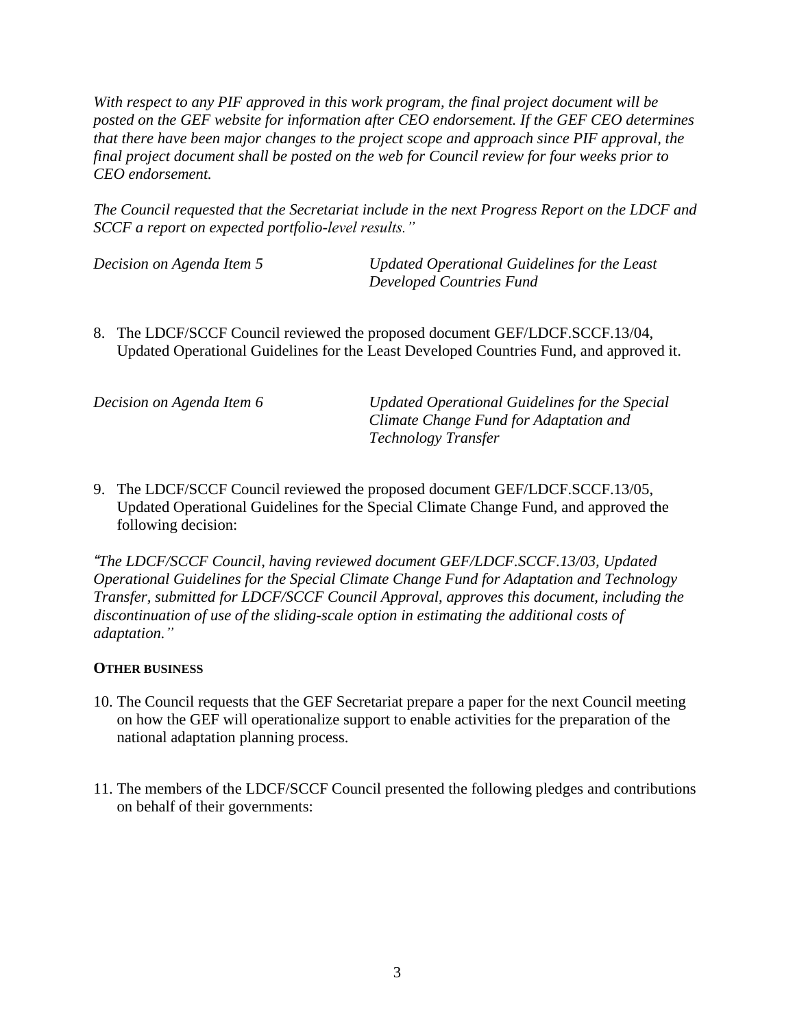*With respect to any PIF approved in this work program, the final project document will be posted on the GEF website for information after CEO endorsement. If the GEF CEO determines that there have been major changes to the project scope and approach since PIF approval, the final project document shall be posted on the web for Council review for four weeks prior to CEO endorsement.*

*The Council requested that the Secretariat include in the next Progress Report on the LDCF and SCCF a report on expected portfolio-level results."*

*Decision on Agenda Item 5* — *Updated Operational Guidelines for the Least Developed Countries Fund*

8. The LDCF/SCCF Council reviewed the proposed document GEF/LDCF.SCCF.13/04, Updated Operational Guidelines for the Least Developed Countries Fund, and approved it.

*Decision on Agenda Item 6* — *Updated Operational Guidelines for the Special Climate Change Fund for Adaptation and Technology Transfer*

9. The LDCF/SCCF Council reviewed the proposed document GEF/LDCF.SCCF.13/05, Updated Operational Guidelines for the Special Climate Change Fund, and approved the following decision:

*"The LDCF/SCCF Council, having reviewed document GEF/LDCF.SCCF.13/03, Updated Operational Guidelines for the Special Climate Change Fund for Adaptation and Technology Transfer, submitted for LDCF/SCCF Council Approval, approves this document, including the discontinuation of use of the sliding-scale option in estimating the additional costs of adaptation."*

**OTHER BUSINESS**

10. The Council requests that the GEF Secretariat prepare a paper for the next Council meeting on how the GEF will operationalize support to enable activities for the preparation of the national adaptation planning process.

11. The members of the LDCF/SCCF Council presented the following pledges and contributions on behalf of their governments: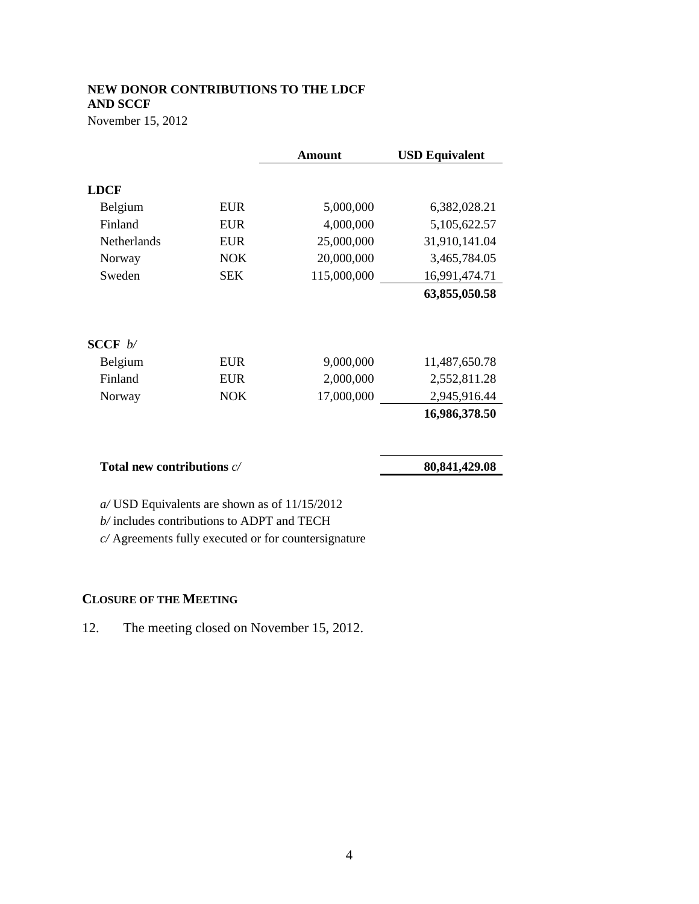**NEW DONOR CONTRIBUTIONS TO THE LDCF AND SCCF**

November 15, 2012

| | | Amount | USD Equivalent |
|---|---|---|---|
| **LDCF** | | | |
| Belgium | EUR | 5,000,000 | 6,382,028.21 |
| Finland | EUR | 4,000,000 | 5,105,622.57 |
| Netherlands | EUR | 25,000,000 | 31,910,141.04 |
| Norway | NOK | 20,000,000 | 3,465,784.05 |
| Sweden | SEK | 115,000,000 | 16,991,474.71 |
| | | | **63,855,050.58** |
| **SCCF** *b/* | | | |
| Belgium | EUR | 9,000,000 | 11,487,650.78 |
| Finland | EUR | 2,000,000 | 2,552,811.28 |
| Norway | NOK | 17,000,000 | 2,945,916.44 |
| | | | **16,986,378.50** |
| **Total new contributions** *c/* | | | **80,841,429.08** |

*a/* USD Equivalents are shown as of 11/15/2012

*b/* includes contributions to ADPT and TECH

*c/* Agreements fully executed or for countersignature

## CLOSURE OF THE MEETING

12. The meeting closed on November 15, 2012.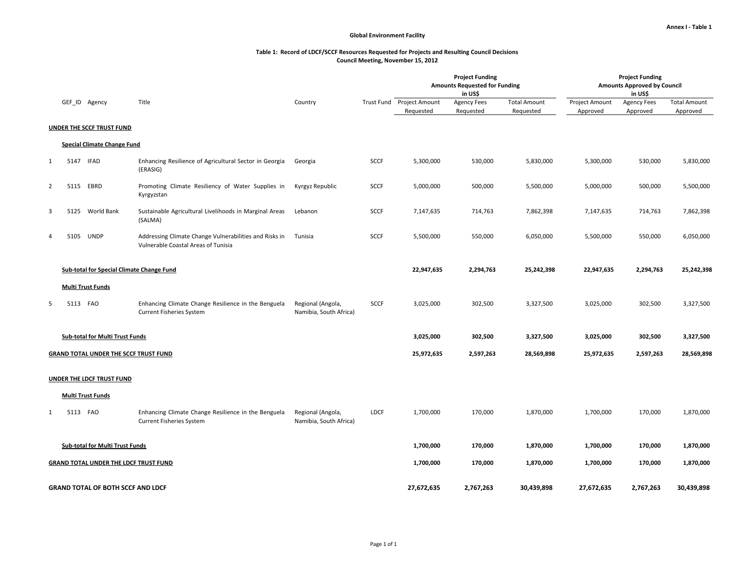Annex I - Table 1

**Global Environment Facility**

**Table 1: Record of LDCF/SCCF Resources Requested for Projects and Resulting Council Decisions**
**Council Meeting, November 15, 2012**

| | GEF_ID | Agency | Title | Country | Trust Fund | Project Funding Amounts Requested for Funding in US$ | | | Project Funding Amounts Approved by Council in US$ | | |
|---|---|---|---|---|---|---|---|---|---|---|---|
| | | | | | | Project Amount Requested | Agency Fees Requested | Total Amount Requested | Project Amount Approved | Agency Fees Approved | Total Amount Approved |
| **UNDER THE SCCF TRUST FUND** | | | | | | | | | | | |
| **Special Climate Change Fund** | | | | | | | | | | | |
| 1 | 5147 | IFAD | Enhancing Resilience of Agricultural Sector in Georgia (ERASIG) | Georgia | SCCF | 5,300,000 | 530,000 | 5,830,000 | 5,300,000 | 530,000 | 5,830,000 |
| 2 | 5115 | EBRD | Promoting Climate Resiliency of Water Supplies in Kyrgyzstan | Kyrgyz Republic | SCCF | 5,000,000 | 500,000 | 5,500,000 | 5,000,000 | 500,000 | 5,500,000 |
| 3 | 5125 | World Bank | Sustainable Agricultural Livelihoods in Marginal Areas (SALMA) | Lebanon | SCCF | 7,147,635 | 714,763 | 7,862,398 | 7,147,635 | 714,763 | 7,862,398 |
| 4 | 5105 | UNDP | Addressing Climate Change Vulnerabilities and Risks in Vulnerable Coastal Areas of Tunisia | Tunisia | SCCF | 5,500,000 | 550,000 | 6,050,000 | 5,500,000 | 550,000 | 6,050,000 |
| **Sub-total for Special Climate Change Fund** | | | | | | **22,947,635** | **2,294,763** | **25,242,398** | **22,947,635** | **2,294,763** | **25,242,398** |
| **Multi Trust Funds** | | | | | | | | | | | |
| 5 | 5113 | FAO | Enhancing Climate Change Resilience in the Benguela Current Fisheries System | Regional (Angola, Namibia, South Africa) | SCCF | 3,025,000 | 302,500 | 3,327,500 | 3,025,000 | 302,500 | 3,327,500 |
| **Sub-total for Multi Trust Funds** | | | | | | **3,025,000** | **302,500** | **3,327,500** | **3,025,000** | **302,500** | **3,327,500** |
| **GRAND TOTAL UNDER THE SCCF TRUST FUND** | | | | | | **25,972,635** | **2,597,263** | **28,569,898** | **25,972,635** | **2,597,263** | **28,569,898** |
| **UNDER THE LDCF TRUST FUND** | | | | | | | | | | | |
| **Multi Trust Funds** | | | | | | | | | | | |
| 1 | 5113 | FAO | Enhancing Climate Change Resilience in the Benguela Current Fisheries System | Regional (Angola, Namibia, South Africa) | LDCF | 1,700,000 | 170,000 | 1,870,000 | 1,700,000 | 170,000 | 1,870,000 |
| **Sub-total for Multi Trust Funds** | | | | | | **1,700,000** | **170,000** | **1,870,000** | **1,700,000** | **170,000** | **1,870,000** |
| **GRAND TOTAL UNDER THE LDCF TRUST FUND** | | | | | | **1,700,000** | **170,000** | **1,870,000** | **1,700,000** | **170,000** | **1,870,000** |
| **GRAND TOTAL OF BOTH SCCF AND LDCF** | | | | | | **27,672,635** | **2,767,263** | **30,439,898** | **27,672,635** | **2,767,263** | **30,439,898** |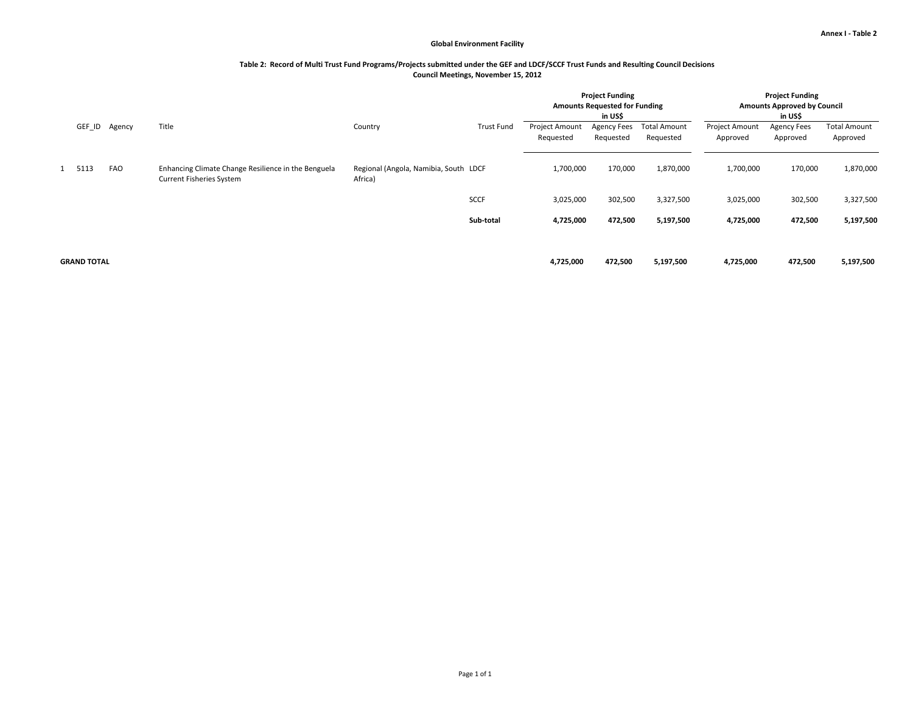Annex I - Table 2

**Global Environment Facility**

**Table 2: Record of Multi Trust Fund Programs/Projects submitted under the GEF and LDCF/SCCF Trust Funds and Resulting Council Decisions**
**Council Meetings, November 15, 2012**

| | GEF_ID | Agency | Title | Country | Trust Fund | **Project Funding Amounts Requested for Funding in US$** | | | **Project Funding Amounts Approved by Council in US$** | | |
|---|---|---|---|---|---|---|---|---|---|---|---|
| | | | | | | Project Amount Requested | Agency Fees Requested | Total Amount Requested | Project Amount Approved | Agency Fees Approved | Total Amount Approved |
| 1 | 5113 | FAO | Enhancing Climate Change Resilience in the Benguela Current Fisheries System | Regional (Angola, Namibia, South Africa) | LDCF | 1,700,000 | 170,000 | 1,870,000 | 1,700,000 | 170,000 | 1,870,000 |
| | | | | | SCCF | 3,025,000 | 302,500 | 3,327,500 | 3,025,000 | 302,500 | 3,327,500 |
| | | | | | **Sub-total** | **4,725,000** | **472,500** | **5,197,500** | **4,725,000** | **472,500** | **5,197,500** |
| **GRAND TOTAL** | | | | | | **4,725,000** | **472,500** | **5,197,500** | **4,725,000** | **472,500** | **5,197,500** |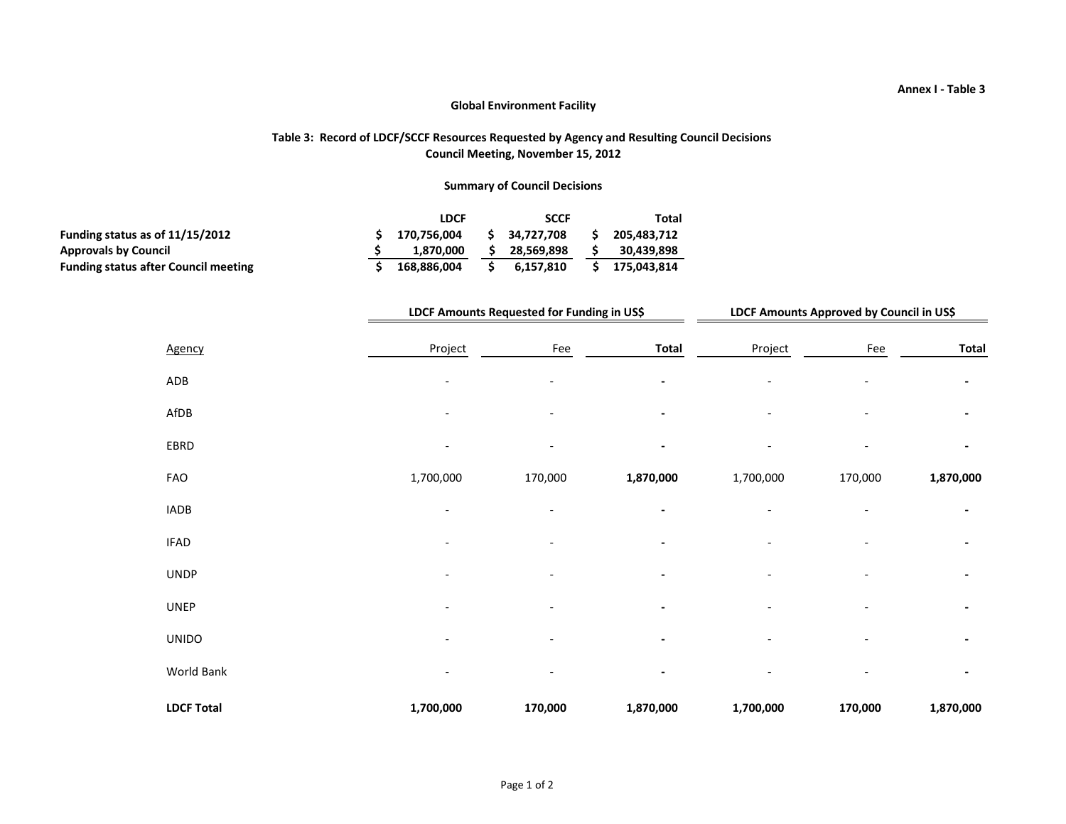Annex I - Table 3

**Global Environment Facility**

**Table 3: Record of LDCF/SCCF Resources Requested by Agency and Resulting Council Decisions**
**Council Meeting, November 15, 2012**

**Summary of Council Decisions**

| | LDCF | SCCF | Total |
|---|---|---|---|
| **Funding status as of 11/15/2012** | **$ 170,756,004** | **$ 34,727,708** | **$ 205,483,712** |
| **Approvals by Council** | **$ 1,870,000** | **$ 28,569,898** | **$ 30,439,898** |
| **Funding status after Council meeting** | **$ 168,886,004** | **$ 6,157,810** | **$ 175,043,814** |

| | **LDCF Amounts Requested for Funding in US$** | | | **LDCF Amounts Approved by Council in US$** | | |
|---|---|---|---|---|---|---|
| Agency | Project | Fee | **Total** | Project | Fee | **Total** |
| ADB | - | - | **-** | - | - | **-** |
| AfDB | - | - | **-** | - | - | **-** |
| EBRD | - | - | **-** | - | - | **-** |
| FAO | 1,700,000 | 170,000 | **1,870,000** | 1,700,000 | 170,000 | **1,870,000** |
| IADB | - | - | **-** | - | - | **-** |
| IFAD | - | - | **-** | - | - | **-** |
| UNDP | - | - | **-** | - | - | **-** |
| UNEP | - | - | **-** | - | - | **-** |
| UNIDO | - | - | **-** | - | - | **-** |
| World Bank | - | - | **-** | - | - | **-** |
| **LDCF Total** | **1,700,000** | **170,000** | **1,870,000** | **1,700,000** | **170,000** | **1,870,000** |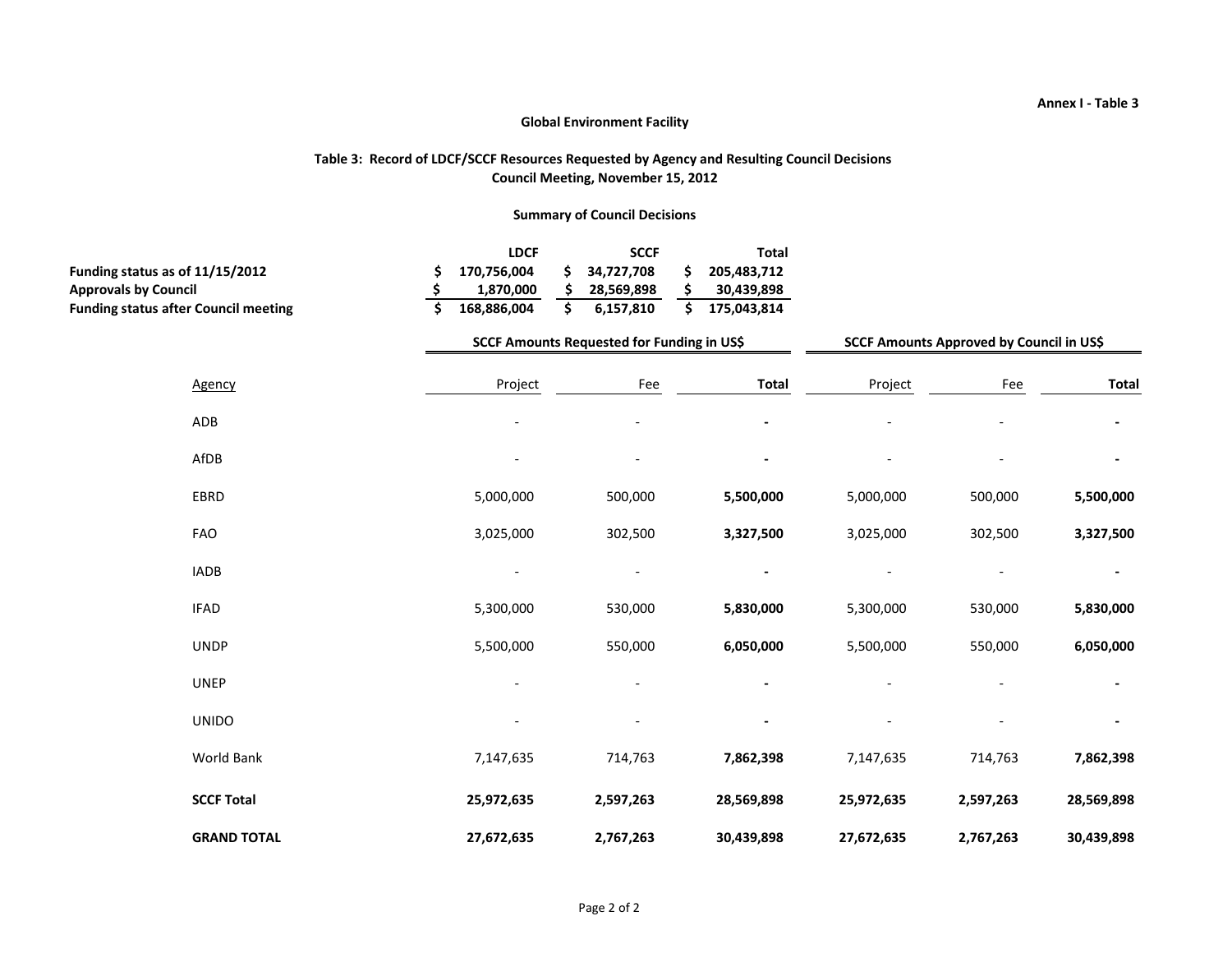Annex I - Table 3

**Global Environment Facility**

**Table 3: Record of LDCF/SCCF Resources Requested by Agency and Resulting Council Decisions**
**Council Meeting, November 15, 2012**

**Summary of Council Decisions**

| | LDCF | SCCF | Total |
|---|---|---|---|
| **Funding status as of 11/15/2012** | $ 170,756,004 | $ 34,727,708 | $ 205,483,712 |
| **Approvals by Council** | $ 1,870,000 | $ 28,569,898 | $ 30,439,898 |
| **Funding status after Council meeting** | $ 168,886,004 | $ 6,157,810 | $ 175,043,814 |

| | SCCF Amounts Requested for Funding in US$ | | | SCCF Amounts Approved by Council in US$ | | |
|---|---|---|---|---|---|---|
| Agency | Project | Fee | **Total** | Project | Fee | **Total** |
| ADB | - | - | **-** | - | - | **-** |
| AfDB | - | - | **-** | - | - | **-** |
| EBRD | 5,000,000 | 500,000 | **5,500,000** | 5,000,000 | 500,000 | **5,500,000** |
| FAO | 3,025,000 | 302,500 | **3,327,500** | 3,025,000 | 302,500 | **3,327,500** |
| IADB | - | - | **-** | - | - | **-** |
| IFAD | 5,300,000 | 530,000 | **5,830,000** | 5,300,000 | 530,000 | **5,830,000** |
| UNDP | 5,500,000 | 550,000 | **6,050,000** | 5,500,000 | 550,000 | **6,050,000** |
| UNEP | - | - | **-** | - | - | **-** |
| UNIDO | - | - | **-** | - | - | **-** |
| World Bank | 7,147,635 | 714,763 | **7,862,398** | 7,147,635 | 714,763 | **7,862,398** |
| **SCCF Total** | **25,972,635** | **2,597,263** | **28,569,898** | **25,972,635** | **2,597,263** | **28,569,898** |
| **GRAND TOTAL** | **27,672,635** | **2,767,263** | **30,439,898** | **27,672,635** | **2,767,263** | **30,439,898** |